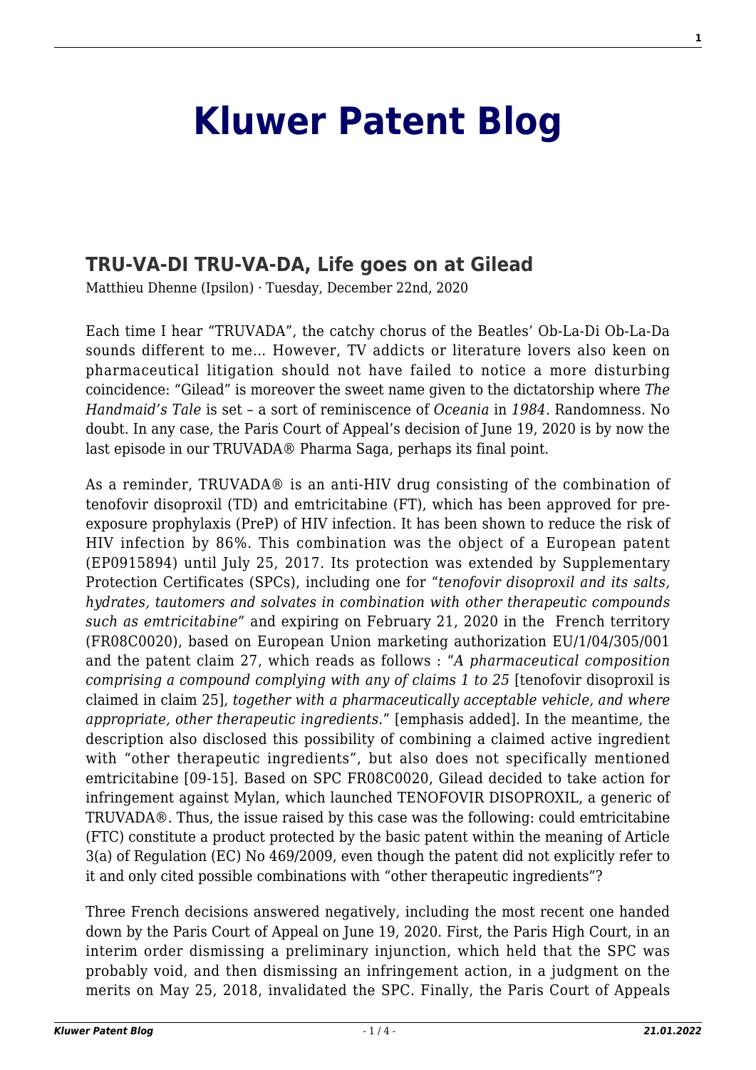# Kluwer Patent Blog

## TRU-VA-DI TRU-VA-DA, Life goes on at Gilead

Matthieu Dhenne (Ipsilon) · Tuesday, December 22nd, 2020

Each time I hear "TRUVADA", the catchy chorus of the Beatles' Ob-La-Di Ob-La-Da sounds different to me… However, TV addicts or literature lovers also keen on pharmaceutical litigation should not have failed to notice a more disturbing coincidence: "Gilead" is moreover the sweet name given to the dictatorship where *The Handmaid's Tale* is set – a sort of reminiscence of *Oceania* in *1984*. Randomness. No doubt. In any case, the Paris Court of Appeal's decision of June 19, 2020 is by now the last episode in our TRUVADA® Pharma Saga, perhaps its final point.

As a reminder, TRUVADA® is an anti-HIV drug consisting of the combination of tenofovir disoproxil (TD) and emtricitabine (FT), which has been approved for pre-exposure prophylaxis (PreP) of HIV infection. It has been shown to reduce the risk of HIV infection by 86%. This combination was the object of a European patent (EP0915894) until July 25, 2017. Its protection was extended by Supplementary Protection Certificates (SPCs), including one for "*tenofovir disoproxil and its salts, hydrates, tautomers and solvates in combination with other therapeutic compounds such as emtricitabine*" and expiring on February 21, 2020 in the French territory (FR08C0020), based on European Union marketing authorization EU/1/04/305/001 and the patent claim 27, which reads as follows : "*A pharmaceutical composition comprising a compound complying with any of claims 1 to 25* [tenofovir disoproxil is claimed in claim 25]*, together with a pharmaceutically acceptable vehicle, and where appropriate, other therapeutic ingredients.*" [emphasis added]. In the meantime, the description also disclosed this possibility of combining a claimed active ingredient with "other therapeutic ingredients", but also does not specifically mentioned emtricitabine [09-15]. Based on SPC FR08C0020, Gilead decided to take action for infringement against Mylan, which launched TENOFOVIR DISOPROXIL, a generic of TRUVADA®. Thus, the issue raised by this case was the following: could emtricitabine (FTC) constitute a product protected by the basic patent within the meaning of Article 3(a) of Regulation (EC) No 469/2009, even though the patent did not explicitly refer to it and only cited possible combinations with "other therapeutic ingredients"?

Three French decisions answered negatively, including the most recent one handed down by the Paris Court of Appeal on June 19, 2020. First, the Paris High Court, in an interim order dismissing a preliminary injunction, which held that the SPC was probably void, and then dismissing an infringement action, in a judgment on the merits on May 25, 2018, invalidated the SPC. Finally, the Paris Court of Appeals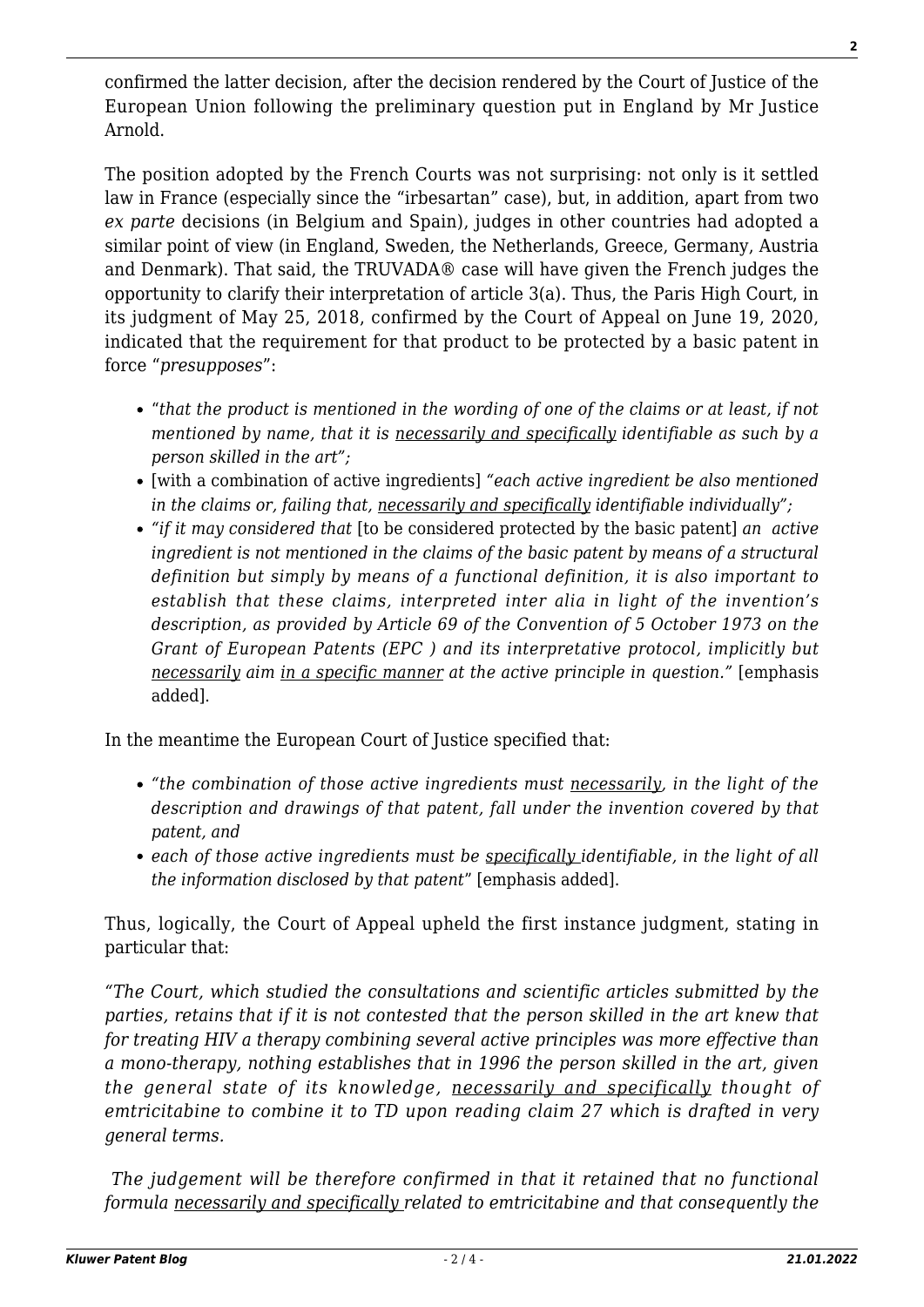confirmed the latter decision, after the decision rendered by the Court of Justice of the European Union following the preliminary question put in England by Mr Justice Arnold.

The position adopted by the French Courts was not surprising: not only is it settled law in France (especially since the "irbesartan" case), but, in addition, apart from two *ex parte* decisions (in Belgium and Spain), judges in other countries had adopted a similar point of view (in England, Sweden, the Netherlands, Greece, Germany, Austria and Denmark). That said, the TRUVADA® case will have given the French judges the opportunity to clarify their interpretation of article 3(a). Thus, the Paris High Court, in its judgment of May 25, 2018, confirmed by the Court of Appeal on June 19, 2020, indicated that the requirement for that product to be protected by a basic patent in force "*presupposes*":

- "*that the product is mentioned in the wording of one of the claims or at least, if not mentioned by name, that it is <u>necessarily and specifically</u> identifiable as such by a person skilled in the art";*
- [with a combination of active ingredients] *"each active ingredient be also mentioned in the claims or, failing that, <u>necessarily and specifically</u> identifiable individually";*
- *"if it may considered that* [to be considered protected by the basic patent] *an active ingredient is not mentioned in the claims of the basic patent by means of a structural definition but simply by means of a functional definition, it is also important to establish that these claims, interpreted inter alia in light of the invention's description, as provided by Article 69 of the Convention of 5 October 1973 on the Grant of European Patents (EPC ) and its interpretative protocol, implicitly but <u>necessarily</u> aim <u>in a specific manner</u> at the active principle in question."* [emphasis added].

In the meantime the European Court of Justice specified that:

- *"the combination of those active ingredients must <u>necessarily</u>, in the light of the description and drawings of that patent, fall under the invention covered by that patent, and*
- *each of those active ingredients must be <u>specifically</u> identifiable, in the light of all the information disclosed by that patent*" [emphasis added].

Thus, logically, the Court of Appeal upheld the first instance judgment, stating in particular that:

*"The Court, which studied the consultations and scientific articles submitted by the parties, retains that if it is not contested that the person skilled in the art knew that for treating HIV a therapy combining several active principles was more effective than a mono-therapy, nothing establishes that in 1996 the person skilled in the art, given the general state of its knowledge, <u>necessarily and specifically</u> thought of emtricitabine to combine it to TD upon reading claim 27 which is drafted in very general terms.*

*The judgement will be therefore confirmed in that it retained that no functional formula <u>necessarily and specifically</u> related to emtricitabine and that consequently the*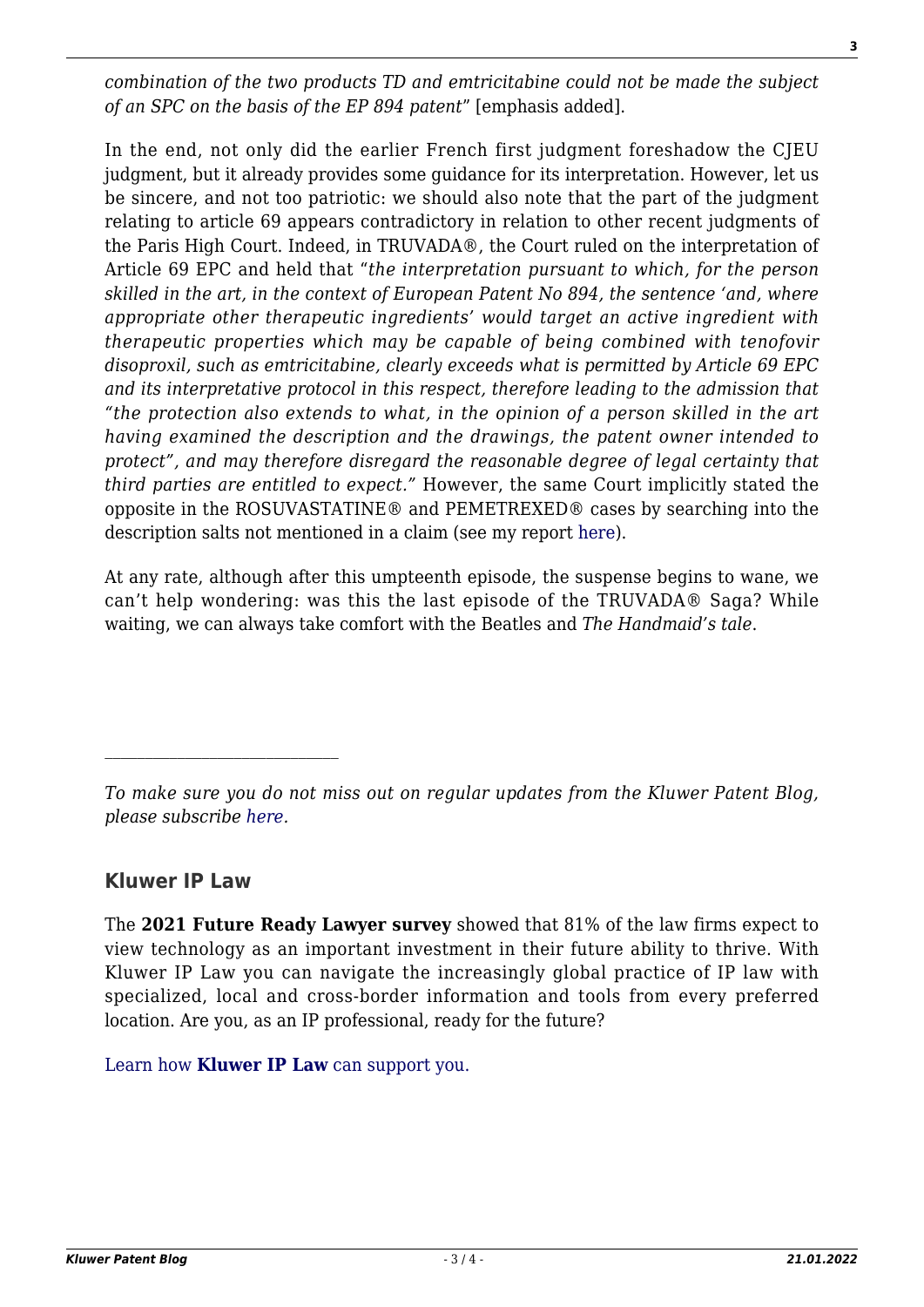*combination of the two products TD and emtricitabine could not be made the subject of an SPC on the basis of the EP 894 patent*" [emphasis added].

In the end, not only did the earlier French first judgment foreshadow the CJEU judgment, but it already provides some guidance for its interpretation. However, let us be sincere, and not too patriotic: we should also note that the part of the judgment relating to article 69 appears contradictory in relation to other recent judgments of the Paris High Court. Indeed, in TRUVADA®, the Court ruled on the interpretation of Article 69 EPC and held that "*the interpretation pursuant to which, for the person skilled in the art, in the context of European Patent No 894, the sentence 'and, where appropriate other therapeutic ingredients' would target an active ingredient with therapeutic properties which may be capable of being combined with tenofovir disoproxil, such as emtricitabine, clearly exceeds what is permitted by Article 69 EPC and its interpretative protocol in this respect, therefore leading to the admission that "the protection also extends to what, in the opinion of a person skilled in the art having examined the description and the drawings, the patent owner intended to protect", and may therefore disregard the reasonable degree of legal certainty that third parties are entitled to expect.*" However, the same Court implicitly stated the opposite in the ROSUVASTATINE® and PEMETREXED® cases by searching into the description salts not mentioned in a claim (see my report here).

At any rate, although after this umpteenth episode, the suspense begins to wane, we can't help wondering: was this the last episode of the TRUVADA® Saga? While waiting, we can always take comfort with the Beatles and *The Handmaid's tale*.

---

*To make sure you do not miss out on regular updates from the Kluwer Patent Blog, please subscribe here.*

### Kluwer IP Law

The **2021 Future Ready Lawyer survey** showed that 81% of the law firms expect to view technology as an important investment in their future ability to thrive. With Kluwer IP Law you can navigate the increasingly global practice of IP law with specialized, local and cross-border information and tools from every preferred location. Are you, as an IP professional, ready for the future?

Learn how **Kluwer IP Law** can support you.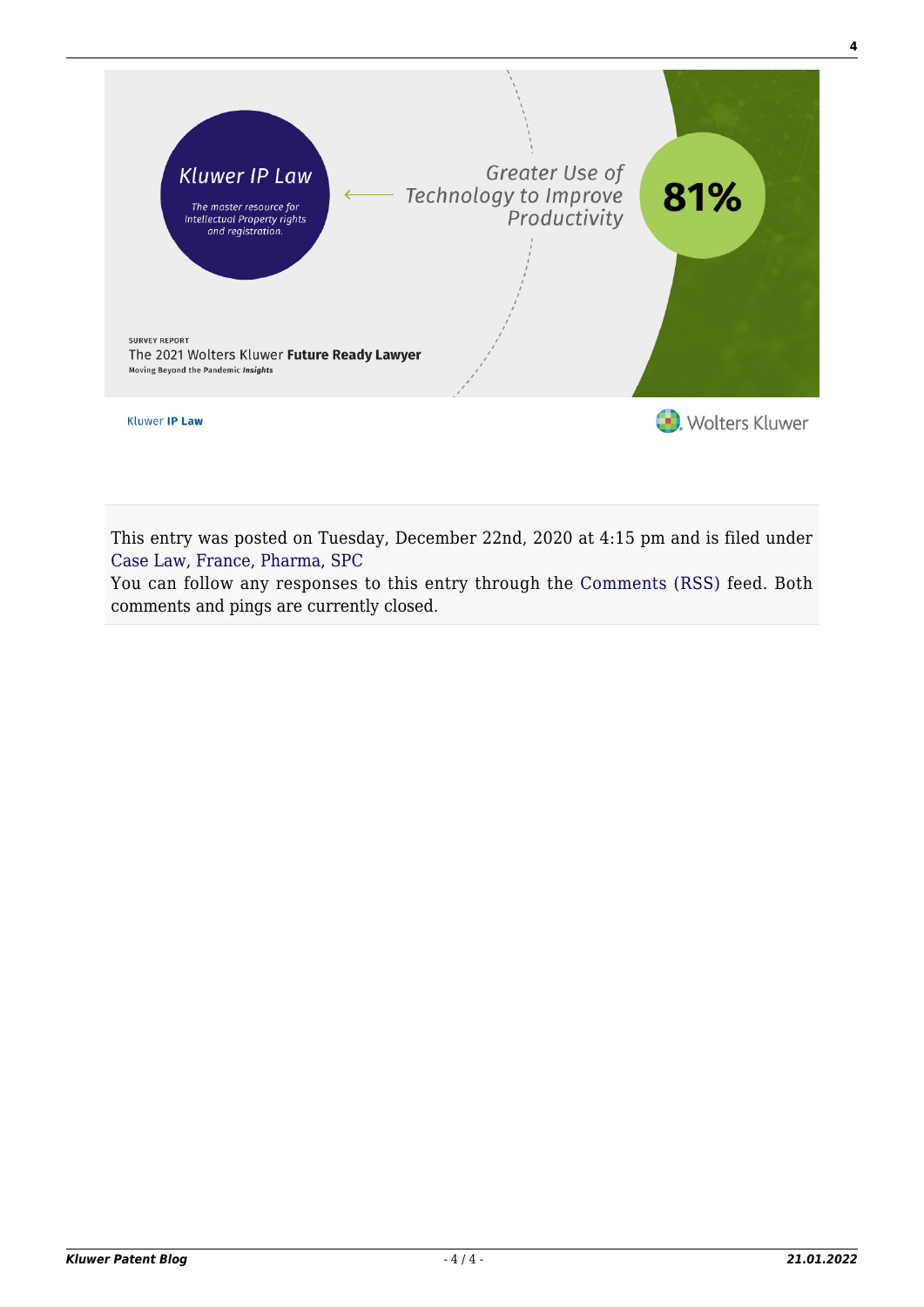Kluwer IP Law

The master resource for Intellectual Property rights and registration.

Greater Use of Technology to Improve Productivity

81%

SURVEY REPORT

The 2021 Wolters Kluwer **Future Ready Lawyer**

Moving Beyond the Pandemic *Insights*

Kluwer **IP Law**

Wolters Kluwer

This entry was posted on Tuesday, December 22nd, 2020 at 4:15 pm and is filed under Case Law, France, Pharma, SPC
You can follow any responses to this entry through the Comments (RSS) feed. Both comments and pings are currently closed.